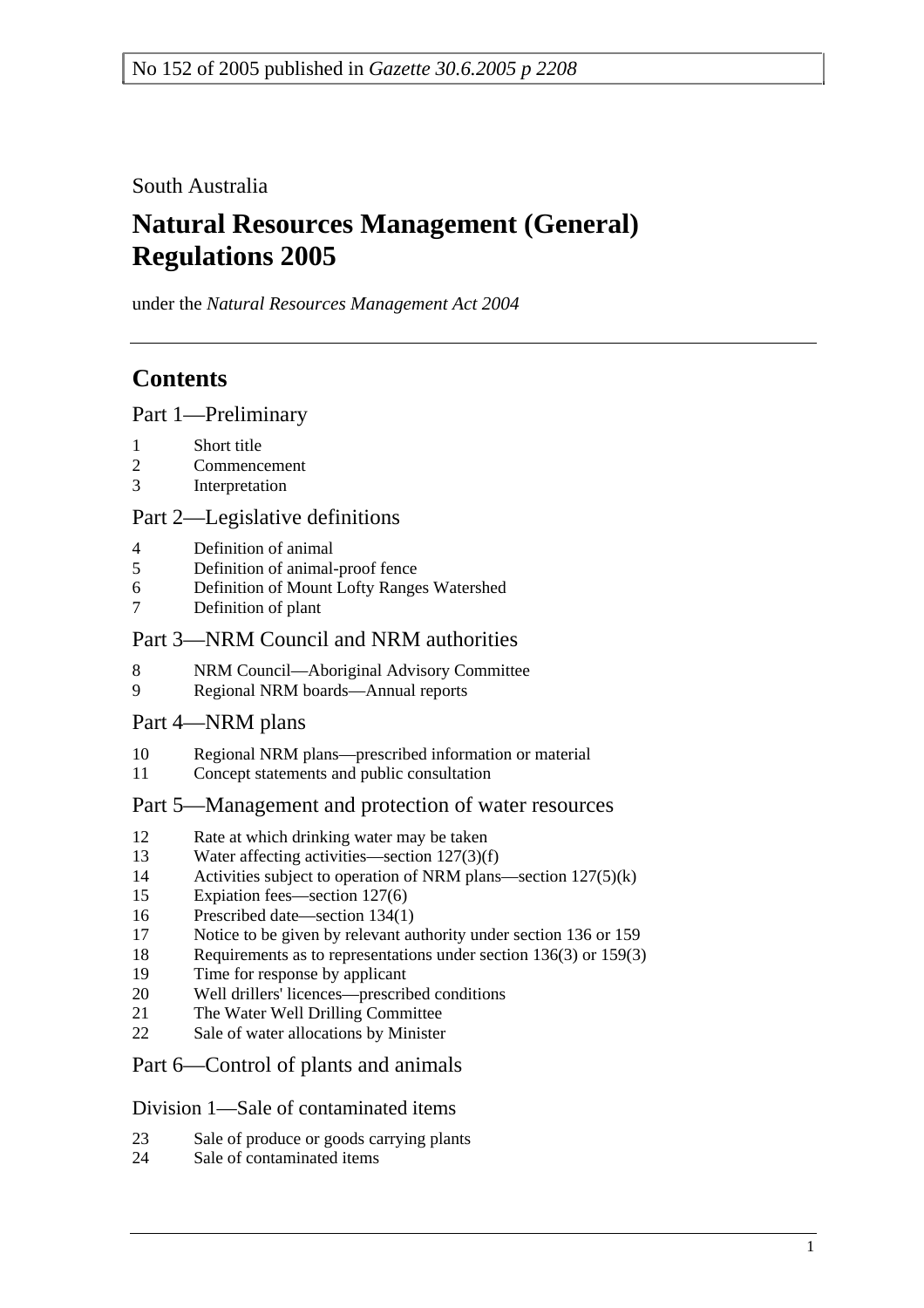No 152 of 2005 published in *Gazette 30.6.2005 p 2208*

South Australia

# Natural Resources Management (General) Regulations 2005

under the *Natural Resources Management Act 2004*

## Contents

### Part 1—Preliminary

1 Short title
2 Commencement
3 Interpretation

### Part 2—Legislative definitions

4 Definition of animal
5 Definition of animal-proof fence
6 Definition of Mount Lofty Ranges Watershed
7 Definition of plant

### Part 3—NRM Council and NRM authorities

8 NRM Council—Aboriginal Advisory Committee
9 Regional NRM boards—Annual reports

### Part 4—NRM plans

10 Regional NRM plans—prescribed information or material
11 Concept statements and public consultation

### Part 5—Management and protection of water resources

12 Rate at which drinking water may be taken
13 Water affecting activities—section 127(3)(f)
14 Activities subject to operation of NRM plans—section 127(5)(k)
15 Expiation fees—section 127(6)
16 Prescribed date—section 134(1)
17 Notice to be given by relevant authority under section 136 or 159
18 Requirements as to representations under section 136(3) or 159(3)
19 Time for response by applicant
20 Well drillers' licences—prescribed conditions
21 The Water Well Drilling Committee
22 Sale of water allocations by Minister

### Part 6—Control of plants and animals

#### Division 1—Sale of contaminated items

23 Sale of produce or goods carrying plants
24 Sale of contaminated items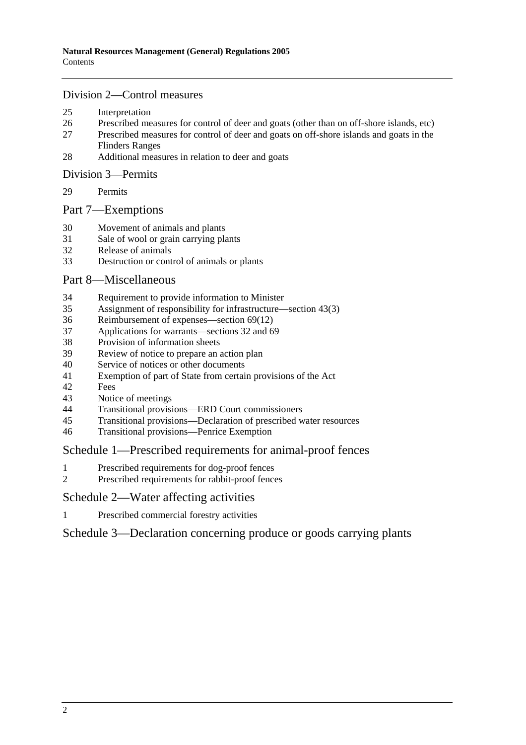## Division 2—Control measures

25 Interpretation
26 Prescribed measures for control of deer and goats (other than on off-shore islands, etc)
27 Prescribed measures for control of deer and goats on off-shore islands and goats in the Flinders Ranges
28 Additional measures in relation to deer and goats

## Division 3—Permits

29 Permits

## Part 7—Exemptions

30 Movement of animals and plants
31 Sale of wool or grain carrying plants
32 Release of animals
33 Destruction or control of animals or plants

## Part 8—Miscellaneous

34 Requirement to provide information to Minister
35 Assignment of responsibility for infrastructure—section 43(3)
36 Reimbursement of expenses—section 69(12)
37 Applications for warrants—sections 32 and 69
38 Provision of information sheets
39 Review of notice to prepare an action plan
40 Service of notices or other documents
41 Exemption of part of State from certain provisions of the Act
42 Fees
43 Notice of meetings
44 Transitional provisions—ERD Court commissioners
45 Transitional provisions—Declaration of prescribed water resources
46 Transitional provisions—Penrice Exemption

## Schedule 1—Prescribed requirements for animal-proof fences

1 Prescribed requirements for dog-proof fences
2 Prescribed requirements for rabbit-proof fences

## Schedule 2—Water affecting activities

1 Prescribed commercial forestry activities

## Schedule 3—Declaration concerning produce or goods carrying plants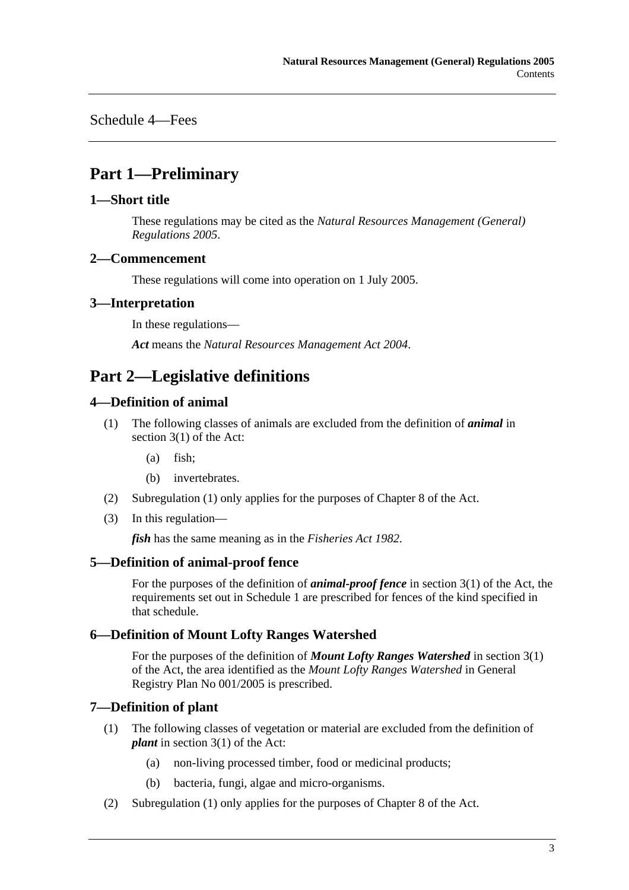Schedule 4—Fees

# Part 1—Preliminary

## 1—Short title

These regulations may be cited as the *Natural Resources Management (General) Regulations 2005*.

## 2—Commencement

These regulations will come into operation on 1 July 2005.

## 3—Interpretation

In these regulations—

***Act*** means the *Natural Resources Management Act 2004*.

# Part 2—Legislative definitions

## 4—Definition of animal

(1) The following classes of animals are excluded from the definition of ***animal*** in section 3(1) of the Act:

(a) fish;

(b) invertebrates.

(2) Subregulation (1) only applies for the purposes of Chapter 8 of the Act.

(3) In this regulation—

***fish*** has the same meaning as in the *Fisheries Act 1982*.

## 5—Definition of animal-proof fence

For the purposes of the definition of ***animal-proof fence*** in section 3(1) of the Act, the requirements set out in Schedule 1 are prescribed for fences of the kind specified in that schedule.

## 6—Definition of Mount Lofty Ranges Watershed

For the purposes of the definition of ***Mount Lofty Ranges Watershed*** in section 3(1) of the Act, the area identified as the *Mount Lofty Ranges Watershed* in General Registry Plan No 001/2005 is prescribed.

## 7—Definition of plant

(1) The following classes of vegetation or material are excluded from the definition of ***plant*** in section 3(1) of the Act:

(a) non-living processed timber, food or medicinal products;

(b) bacteria, fungi, algae and micro-organisms.

(2) Subregulation (1) only applies for the purposes of Chapter 8 of the Act.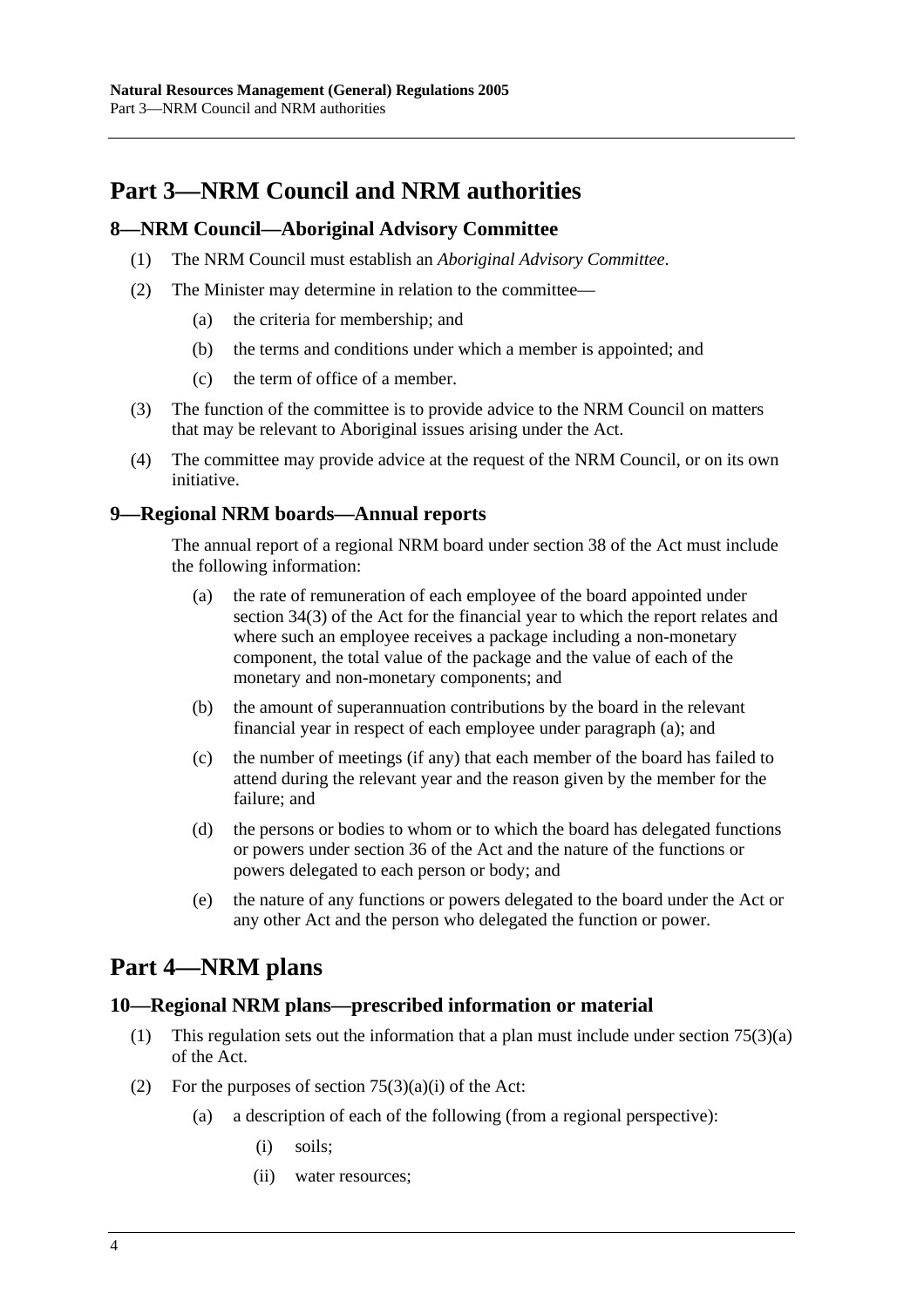# Part 3—NRM Council and NRM authorities

## 8—NRM Council—Aboriginal Advisory Committee

(1) The NRM Council must establish an *Aboriginal Advisory Committee*.

(2) The Minister may determine in relation to the committee—

- (a) the criteria for membership; and
- (b) the terms and conditions under which a member is appointed; and
- (c) the term of office of a member.

(3) The function of the committee is to provide advice to the NRM Council on matters that may be relevant to Aboriginal issues arising under the Act.

(4) The committee may provide advice at the request of the NRM Council, or on its own initiative.

## 9—Regional NRM boards—Annual reports

The annual report of a regional NRM board under section 38 of the Act must include the following information:

- (a) the rate of remuneration of each employee of the board appointed under section 34(3) of the Act for the financial year to which the report relates and where such an employee receives a package including a non-monetary component, the total value of the package and the value of each of the monetary and non-monetary components; and
- (b) the amount of superannuation contributions by the board in the relevant financial year in respect of each employee under paragraph (a); and
- (c) the number of meetings (if any) that each member of the board has failed to attend during the relevant year and the reason given by the member for the failure; and
- (d) the persons or bodies to whom or to which the board has delegated functions or powers under section 36 of the Act and the nature of the functions or powers delegated to each person or body; and
- (e) the nature of any functions or powers delegated to the board under the Act or any other Act and the person who delegated the function or power.

# Part 4—NRM plans

## 10—Regional NRM plans—prescribed information or material

(1) This regulation sets out the information that a plan must include under section 75(3)(a) of the Act.

(2) For the purposes of section 75(3)(a)(i) of the Act:

- (a) a description of each of the following (from a regional perspective):
  - (i) soils;
  - (ii) water resources;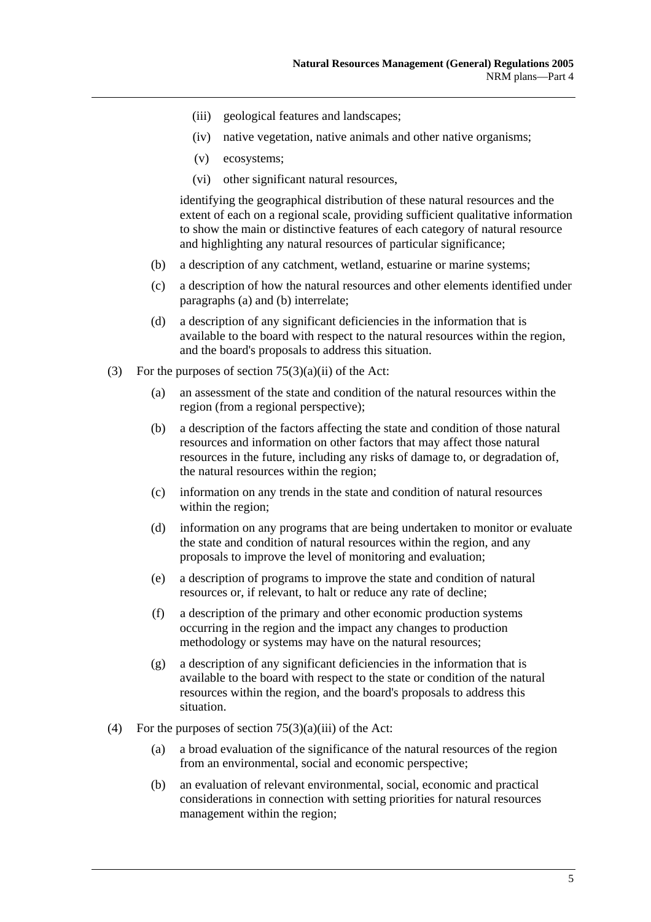(iii) geological features and landscapes;

(iv) native vegetation, native animals and other native organisms;

(v) ecosystems;

(vi) other significant natural resources,

identifying the geographical distribution of these natural resources and the extent of each on a regional scale, providing sufficient qualitative information to show the main or distinctive features of each category of natural resource and highlighting any natural resources of particular significance;

(b) a description of any catchment, wetland, estuarine or marine systems;

(c) a description of how the natural resources and other elements identified under paragraphs (a) and (b) interrelate;

(d) a description of any significant deficiencies in the information that is available to the board with respect to the natural resources within the region, and the board's proposals to address this situation.

(3) For the purposes of section 75(3)(a)(ii) of the Act:

(a) an assessment of the state and condition of the natural resources within the region (from a regional perspective);

(b) a description of the factors affecting the state and condition of those natural resources and information on other factors that may affect those natural resources in the future, including any risks of damage to, or degradation of, the natural resources within the region;

(c) information on any trends in the state and condition of natural resources within the region;

(d) information on any programs that are being undertaken to monitor or evaluate the state and condition of natural resources within the region, and any proposals to improve the level of monitoring and evaluation;

(e) a description of programs to improve the state and condition of natural resources or, if relevant, to halt or reduce any rate of decline;

(f) a description of the primary and other economic production systems occurring in the region and the impact any changes to production methodology or systems may have on the natural resources;

(g) a description of any significant deficiencies in the information that is available to the board with respect to the state or condition of the natural resources within the region, and the board's proposals to address this situation.

(4) For the purposes of section 75(3)(a)(iii) of the Act:

(a) a broad evaluation of the significance of the natural resources of the region from an environmental, social and economic perspective;

(b) an evaluation of relevant environmental, social, economic and practical considerations in connection with setting priorities for natural resources management within the region;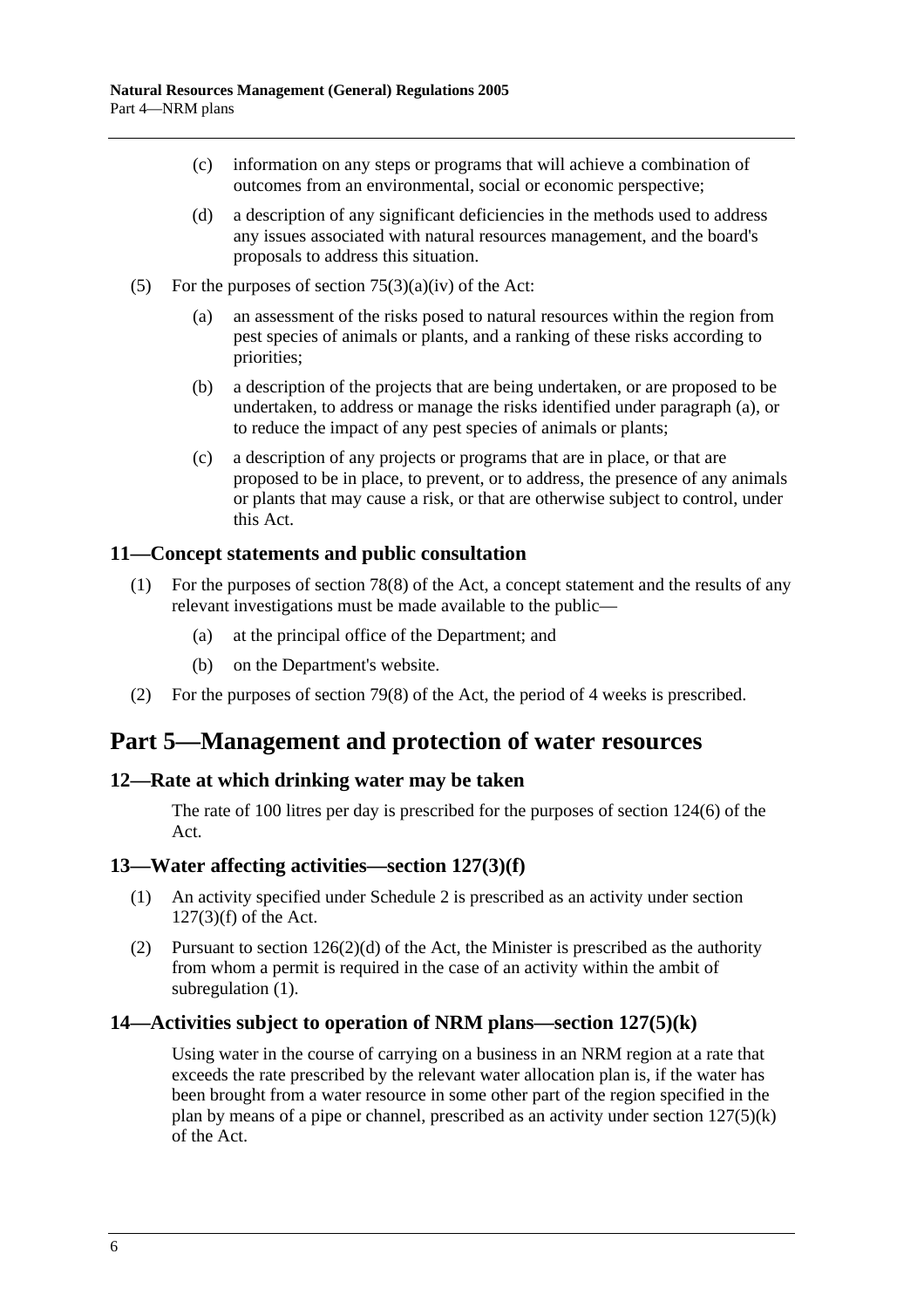(c) information on any steps or programs that will achieve a combination of outcomes from an environmental, social or economic perspective;

(d) a description of any significant deficiencies in the methods used to address any issues associated with natural resources management, and the board's proposals to address this situation.

(5) For the purposes of section 75(3)(a)(iv) of the Act:

(a) an assessment of the risks posed to natural resources within the region from pest species of animals or plants, and a ranking of these risks according to priorities;

(b) a description of the projects that are being undertaken, or are proposed to be undertaken, to address or manage the risks identified under paragraph (a), or to reduce the impact of any pest species of animals or plants;

(c) a description of any projects or programs that are in place, or that are proposed to be in place, to prevent, or to address, the presence of any animals or plants that may cause a risk, or that are otherwise subject to control, under this Act.

### 11—Concept statements and public consultation

(1) For the purposes of section 78(8) of the Act, a concept statement and the results of any relevant investigations must be made available to the public—

(a) at the principal office of the Department; and

(b) on the Department's website.

(2) For the purposes of section 79(8) of the Act, the period of 4 weeks is prescribed.

## Part 5—Management and protection of water resources

### 12—Rate at which drinking water may be taken

The rate of 100 litres per day is prescribed for the purposes of section 124(6) of the Act.

### 13—Water affecting activities—section 127(3)(f)

(1) An activity specified under Schedule 2 is prescribed as an activity under section 127(3)(f) of the Act.

(2) Pursuant to section 126(2)(d) of the Act, the Minister is prescribed as the authority from whom a permit is required in the case of an activity within the ambit of subregulation (1).

### 14—Activities subject to operation of NRM plans—section 127(5)(k)

Using water in the course of carrying on a business in an NRM region at a rate that exceeds the rate prescribed by the relevant water allocation plan is, if the water has been brought from a water resource in some other part of the region specified in the plan by means of a pipe or channel, prescribed as an activity under section 127(5)(k) of the Act.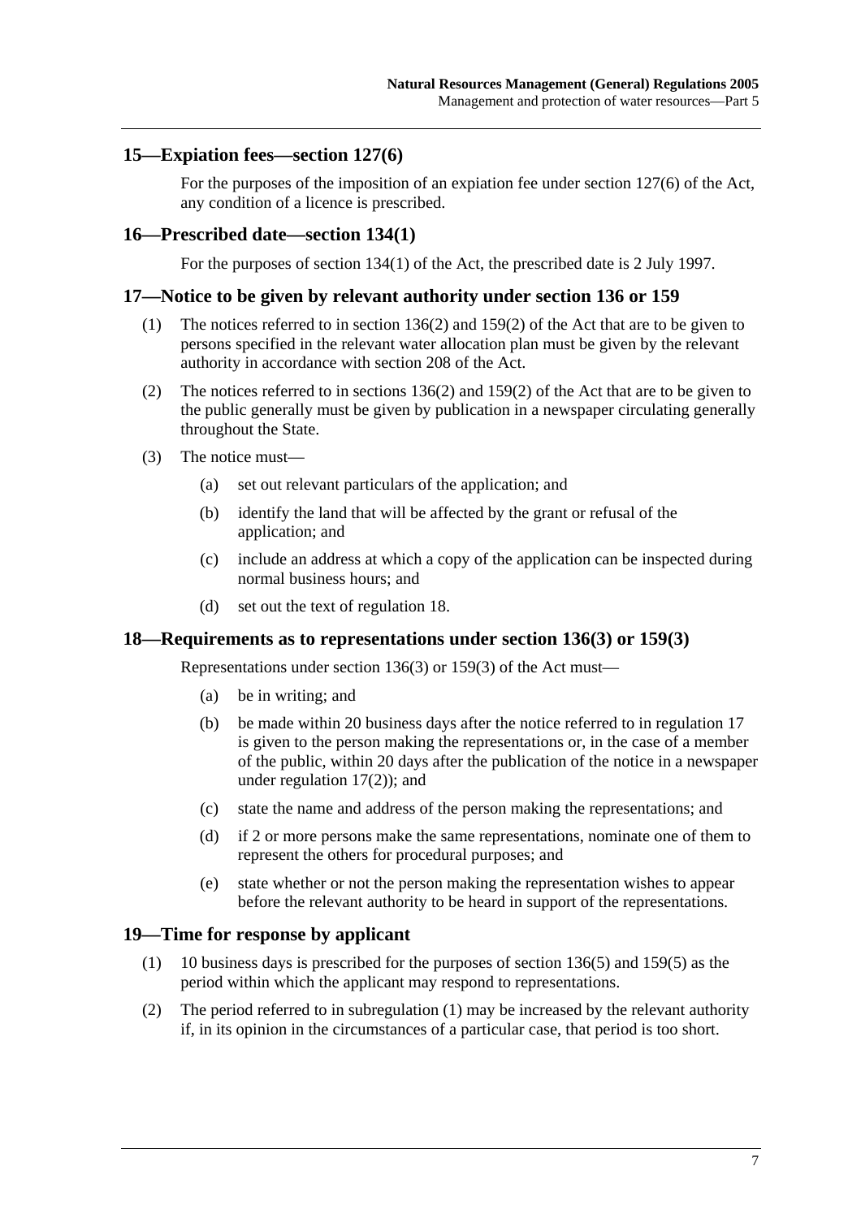## 15—Expiation fees—section 127(6)

For the purposes of the imposition of an expiation fee under section 127(6) of the Act, any condition of a licence is prescribed.

## 16—Prescribed date—section 134(1)

For the purposes of section 134(1) of the Act, the prescribed date is 2 July 1997.

## 17—Notice to be given by relevant authority under section 136 or 159

(1) The notices referred to in section 136(2) and 159(2) of the Act that are to be given to persons specified in the relevant water allocation plan must be given by the relevant authority in accordance with section 208 of the Act.

(2) The notices referred to in sections 136(2) and 159(2) of the Act that are to be given to the public generally must be given by publication in a newspaper circulating generally throughout the State.

(3) The notice must—

(a) set out relevant particulars of the application; and

(b) identify the land that will be affected by the grant or refusal of the application; and

(c) include an address at which a copy of the application can be inspected during normal business hours; and

(d) set out the text of regulation 18.

## 18—Requirements as to representations under section 136(3) or 159(3)

Representations under section 136(3) or 159(3) of the Act must—

(a) be in writing; and

(b) be made within 20 business days after the notice referred to in regulation 17 is given to the person making the representations or, in the case of a member of the public, within 20 days after the publication of the notice in a newspaper under regulation 17(2)); and

(c) state the name and address of the person making the representations; and

(d) if 2 or more persons make the same representations, nominate one of them to represent the others for procedural purposes; and

(e) state whether or not the person making the representation wishes to appear before the relevant authority to be heard in support of the representations.

## 19—Time for response by applicant

(1) 10 business days is prescribed for the purposes of section 136(5) and 159(5) as the period within which the applicant may respond to representations.

(2) The period referred to in subregulation (1) may be increased by the relevant authority if, in its opinion in the circumstances of a particular case, that period is too short.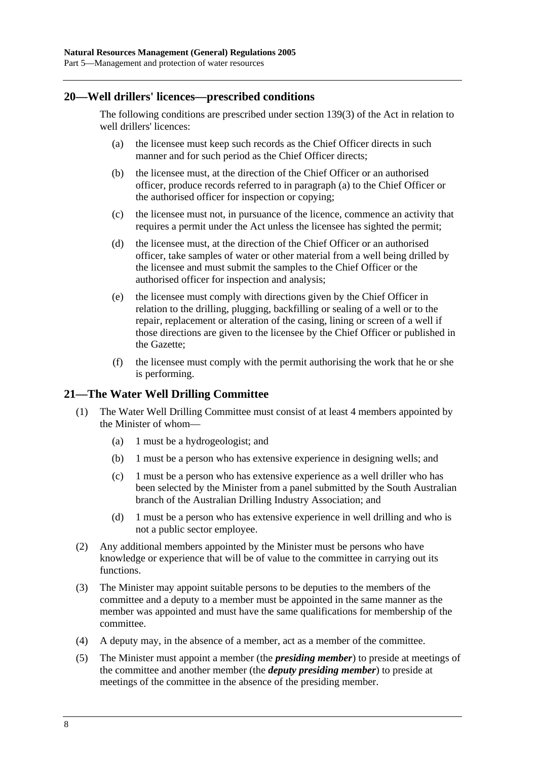## 20—Well drillers' licences—prescribed conditions

The following conditions are prescribed under section 139(3) of the Act in relation to well drillers' licences:

- (a) the licensee must keep such records as the Chief Officer directs in such manner and for such period as the Chief Officer directs;
- (b) the licensee must, at the direction of the Chief Officer or an authorised officer, produce records referred to in paragraph (a) to the Chief Officer or the authorised officer for inspection or copying;
- (c) the licensee must not, in pursuance of the licence, commence an activity that requires a permit under the Act unless the licensee has sighted the permit;
- (d) the licensee must, at the direction of the Chief Officer or an authorised officer, take samples of water or other material from a well being drilled by the licensee and must submit the samples to the Chief Officer or the authorised officer for inspection and analysis;
- (e) the licensee must comply with directions given by the Chief Officer in relation to the drilling, plugging, backfilling or sealing of a well or to the repair, replacement or alteration of the casing, lining or screen of a well if those directions are given to the licensee by the Chief Officer or published in the Gazette;
- (f) the licensee must comply with the permit authorising the work that he or she is performing.

## 21—The Water Well Drilling Committee

(1) The Water Well Drilling Committee must consist of at least 4 members appointed by the Minister of whom—

- (a) 1 must be a hydrogeologist; and
- (b) 1 must be a person who has extensive experience in designing wells; and
- (c) 1 must be a person who has extensive experience as a well driller who has been selected by the Minister from a panel submitted by the South Australian branch of the Australian Drilling Industry Association; and
- (d) 1 must be a person who has extensive experience in well drilling and who is not a public sector employee.

(2) Any additional members appointed by the Minister must be persons who have knowledge or experience that will be of value to the committee in carrying out its functions.

(3) The Minister may appoint suitable persons to be deputies to the members of the committee and a deputy to a member must be appointed in the same manner as the member was appointed and must have the same qualifications for membership of the committee.

(4) A deputy may, in the absence of a member, act as a member of the committee.

(5) The Minister must appoint a member (the ***presiding member***) to preside at meetings of the committee and another member (the ***deputy presiding member***) to preside at meetings of the committee in the absence of the presiding member.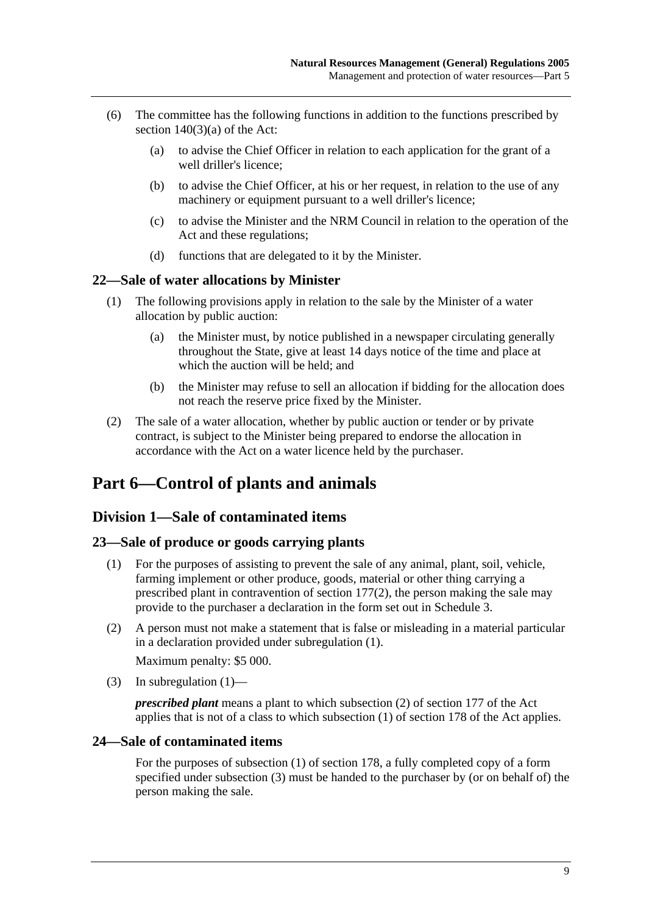(6) The committee has the following functions in addition to the functions prescribed by section 140(3)(a) of the Act:

(a) to advise the Chief Officer in relation to each application for the grant of a well driller's licence;

(b) to advise the Chief Officer, at his or her request, in relation to the use of any machinery or equipment pursuant to a well driller's licence;

(c) to advise the Minister and the NRM Council in relation to the operation of the Act and these regulations;

(d) functions that are delegated to it by the Minister.

### 22—Sale of water allocations by Minister

(1) The following provisions apply in relation to the sale by the Minister of a water allocation by public auction:

(a) the Minister must, by notice published in a newspaper circulating generally throughout the State, give at least 14 days notice of the time and place at which the auction will be held; and

(b) the Minister may refuse to sell an allocation if bidding for the allocation does not reach the reserve price fixed by the Minister.

(2) The sale of a water allocation, whether by public auction or tender or by private contract, is subject to the Minister being prepared to endorse the allocation in accordance with the Act on a water licence held by the purchaser.

# Part 6—Control of plants and animals

## Division 1—Sale of contaminated items

### 23—Sale of produce or goods carrying plants

(1) For the purposes of assisting to prevent the sale of any animal, plant, soil, vehicle, farming implement or other produce, goods, material or other thing carrying a prescribed plant in contravention of section 177(2), the person making the sale may provide to the purchaser a declaration in the form set out in Schedule 3.

(2) A person must not make a statement that is false or misleading in a material particular in a declaration provided under subregulation (1).

Maximum penalty: $5 000.

(3) In subregulation (1)—

***prescribed plant*** means a plant to which subsection (2) of section 177 of the Act applies that is not of a class to which subsection (1) of section 178 of the Act applies.

### 24—Sale of contaminated items

For the purposes of subsection (1) of section 178, a fully completed copy of a form specified under subsection (3) must be handed to the purchaser by (or on behalf of) the person making the sale.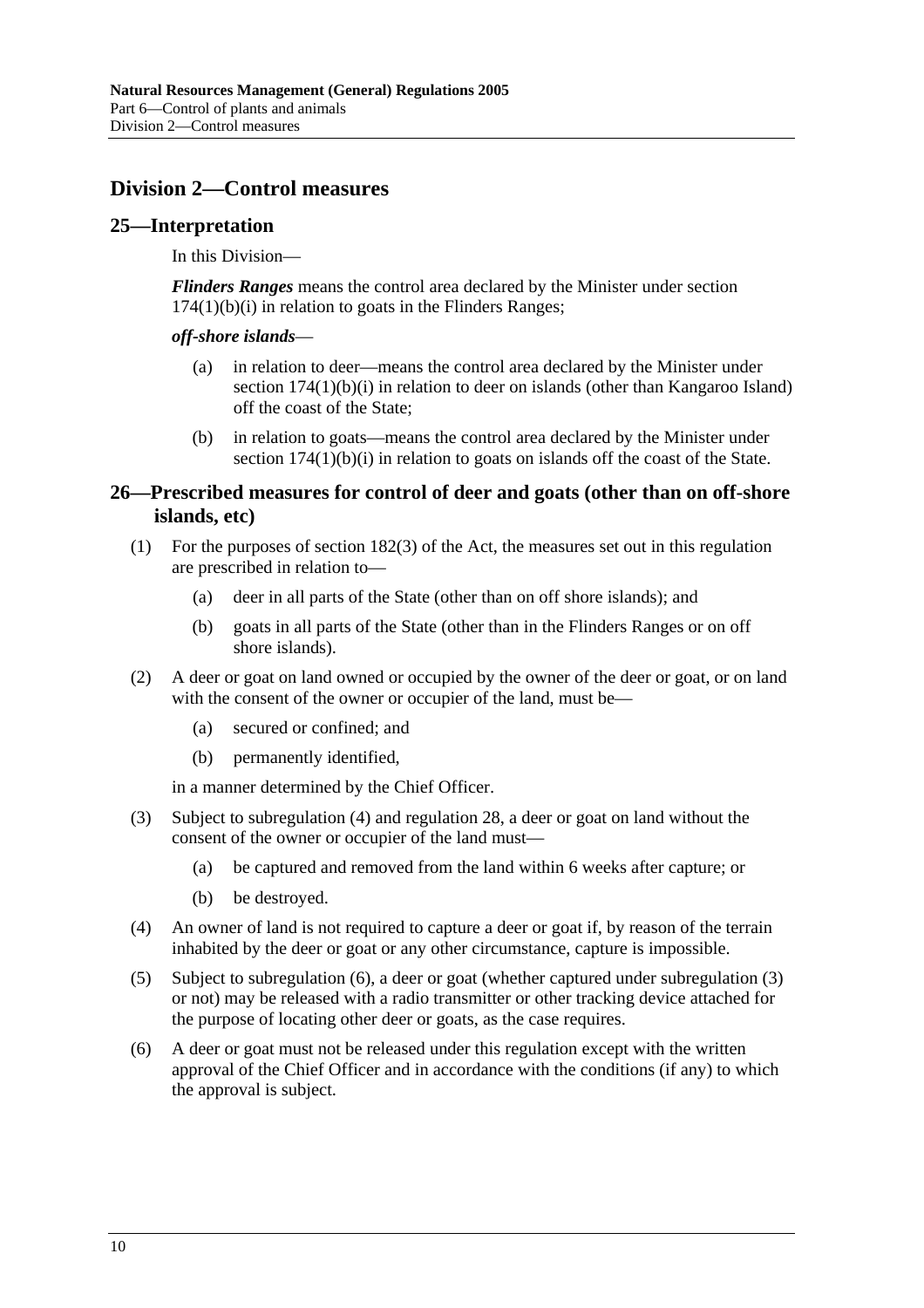## Division 2—Control measures

### 25—Interpretation

In this Division—

***Flinders Ranges*** means the control area declared by the Minister under section 174(1)(b)(i) in relation to goats in the Flinders Ranges;

***off-shore islands***—

- (a) in relation to deer—means the control area declared by the Minister under section 174(1)(b)(i) in relation to deer on islands (other than Kangaroo Island) off the coast of the State;
- (b) in relation to goats—means the control area declared by the Minister under section 174(1)(b)(i) in relation to goats on islands off the coast of the State.

### 26—Prescribed measures for control of deer and goats (other than on off-shore islands, etc)

(1) For the purposes of section 182(3) of the Act, the measures set out in this regulation are prescribed in relation to—

- (a) deer in all parts of the State (other than on off shore islands); and
- (b) goats in all parts of the State (other than in the Flinders Ranges or on off shore islands).

(2) A deer or goat on land owned or occupied by the owner of the deer or goat, or on land with the consent of the owner or occupier of the land, must be—

- (a) secured or confined; and
- (b) permanently identified,

in a manner determined by the Chief Officer.

(3) Subject to subregulation (4) and regulation 28, a deer or goat on land without the consent of the owner or occupier of the land must—

- (a) be captured and removed from the land within 6 weeks after capture; or
- (b) be destroyed.

(4) An owner of land is not required to capture a deer or goat if, by reason of the terrain inhabited by the deer or goat or any other circumstance, capture is impossible.

(5) Subject to subregulation (6), a deer or goat (whether captured under subregulation (3) or not) may be released with a radio transmitter or other tracking device attached for the purpose of locating other deer or goats, as the case requires.

(6) A deer or goat must not be released under this regulation except with the written approval of the Chief Officer and in accordance with the conditions (if any) to which the approval is subject.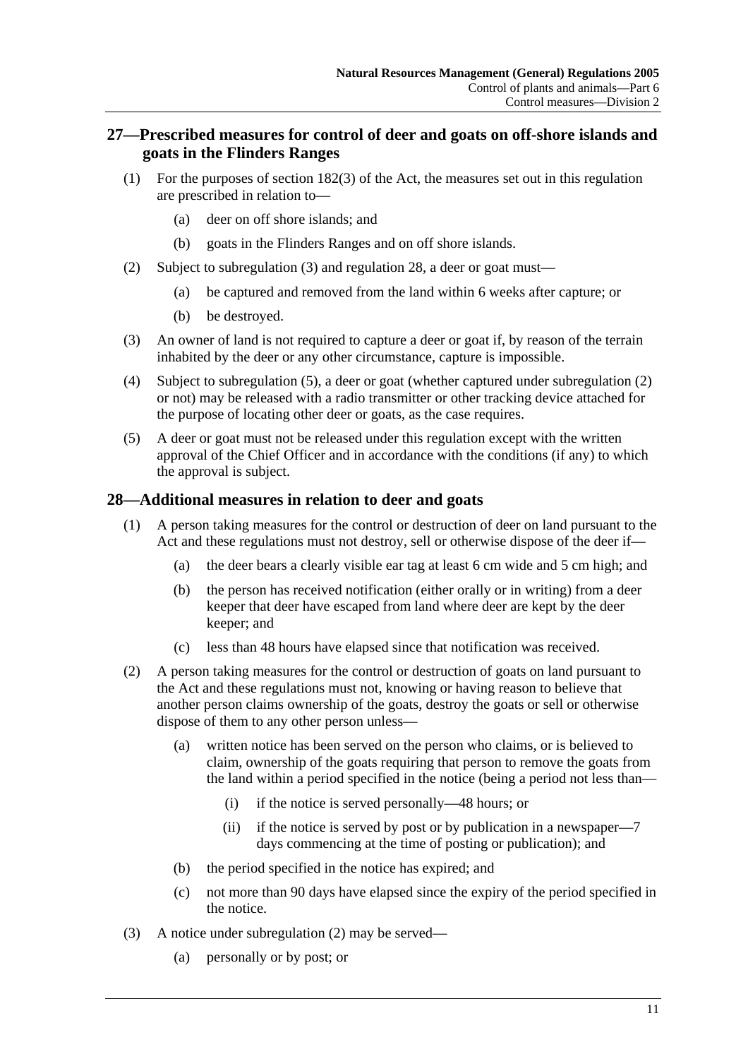## 27—Prescribed measures for control of deer and goats on off-shore islands and goats in the Flinders Ranges

(1) For the purposes of section 182(3) of the Act, the measures set out in this regulation are prescribed in relation to—

   (a) deer on off shore islands; and

   (b) goats in the Flinders Ranges and on off shore islands.

(2) Subject to subregulation (3) and regulation 28, a deer or goat must—

   (a) be captured and removed from the land within 6 weeks after capture; or

   (b) be destroyed.

(3) An owner of land is not required to capture a deer or goat if, by reason of the terrain inhabited by the deer or any other circumstance, capture is impossible.

(4) Subject to subregulation (5), a deer or goat (whether captured under subregulation (2) or not) may be released with a radio transmitter or other tracking device attached for the purpose of locating other deer or goats, as the case requires.

(5) A deer or goat must not be released under this regulation except with the written approval of the Chief Officer and in accordance with the conditions (if any) to which the approval is subject.

## 28—Additional measures in relation to deer and goats

(1) A person taking measures for the control or destruction of deer on land pursuant to the Act and these regulations must not destroy, sell or otherwise dispose of the deer if—

   (a) the deer bears a clearly visible ear tag at least 6 cm wide and 5 cm high; and

   (b) the person has received notification (either orally or in writing) from a deer keeper that deer have escaped from land where deer are kept by the deer keeper; and

   (c) less than 48 hours have elapsed since that notification was received.

(2) A person taking measures for the control or destruction of goats on land pursuant to the Act and these regulations must not, knowing or having reason to believe that another person claims ownership of the goats, destroy the goats or sell or otherwise dispose of them to any other person unless—

   (a) written notice has been served on the person who claims, or is believed to claim, ownership of the goats requiring that person to remove the goats from the land within a period specified in the notice (being a period not less than—

      (i) if the notice is served personally—48 hours; or

      (ii) if the notice is served by post or by publication in a newspaper—7 days commencing at the time of posting or publication); and

   (b) the period specified in the notice has expired; and

   (c) not more than 90 days have elapsed since the expiry of the period specified in the notice.

(3) A notice under subregulation (2) may be served—

   (a) personally or by post; or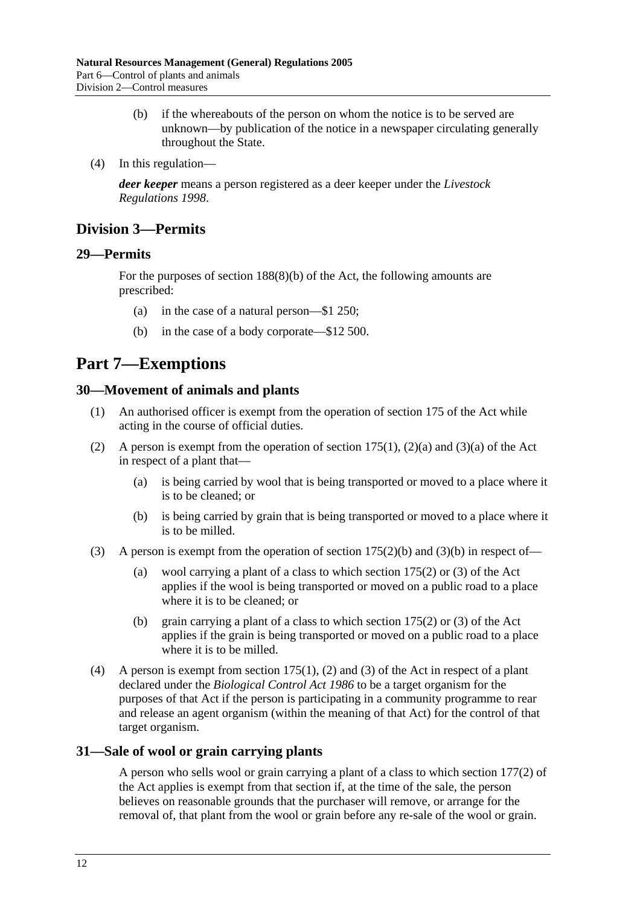(b) if the whereabouts of the person on whom the notice is to be served are unknown—by publication of the notice in a newspaper circulating generally throughout the State.

(4) In this regulation—

***deer keeper*** means a person registered as a deer keeper under the *Livestock Regulations 1998*.

## Division 3—Permits

### 29—Permits

For the purposes of section 188(8)(b) of the Act, the following amounts are prescribed:

(a) in the case of a natural person—$1 250;

(b) in the case of a body corporate—$12 500.

# Part 7—Exemptions

### 30—Movement of animals and plants

(1) An authorised officer is exempt from the operation of section 175 of the Act while acting in the course of official duties.

(2) A person is exempt from the operation of section 175(1), (2)(a) and (3)(a) of the Act in respect of a plant that—

(a) is being carried by wool that is being transported or moved to a place where it is to be cleaned; or

(b) is being carried by grain that is being transported or moved to a place where it is to be milled.

(3) A person is exempt from the operation of section 175(2)(b) and (3)(b) in respect of—

(a) wool carrying a plant of a class to which section 175(2) or (3) of the Act applies if the wool is being transported or moved on a public road to a place where it is to be cleaned; or

(b) grain carrying a plant of a class to which section 175(2) or (3) of the Act applies if the grain is being transported or moved on a public road to a place where it is to be milled.

(4) A person is exempt from section 175(1), (2) and (3) of the Act in respect of a plant declared under the *Biological Control Act 1986* to be a target organism for the purposes of that Act if the person is participating in a community programme to rear and release an agent organism (within the meaning of that Act) for the control of that target organism.

### 31—Sale of wool or grain carrying plants

A person who sells wool or grain carrying a plant of a class to which section 177(2) of the Act applies is exempt from that section if, at the time of the sale, the person believes on reasonable grounds that the purchaser will remove, or arrange for the removal of, that plant from the wool or grain before any re-sale of the wool or grain.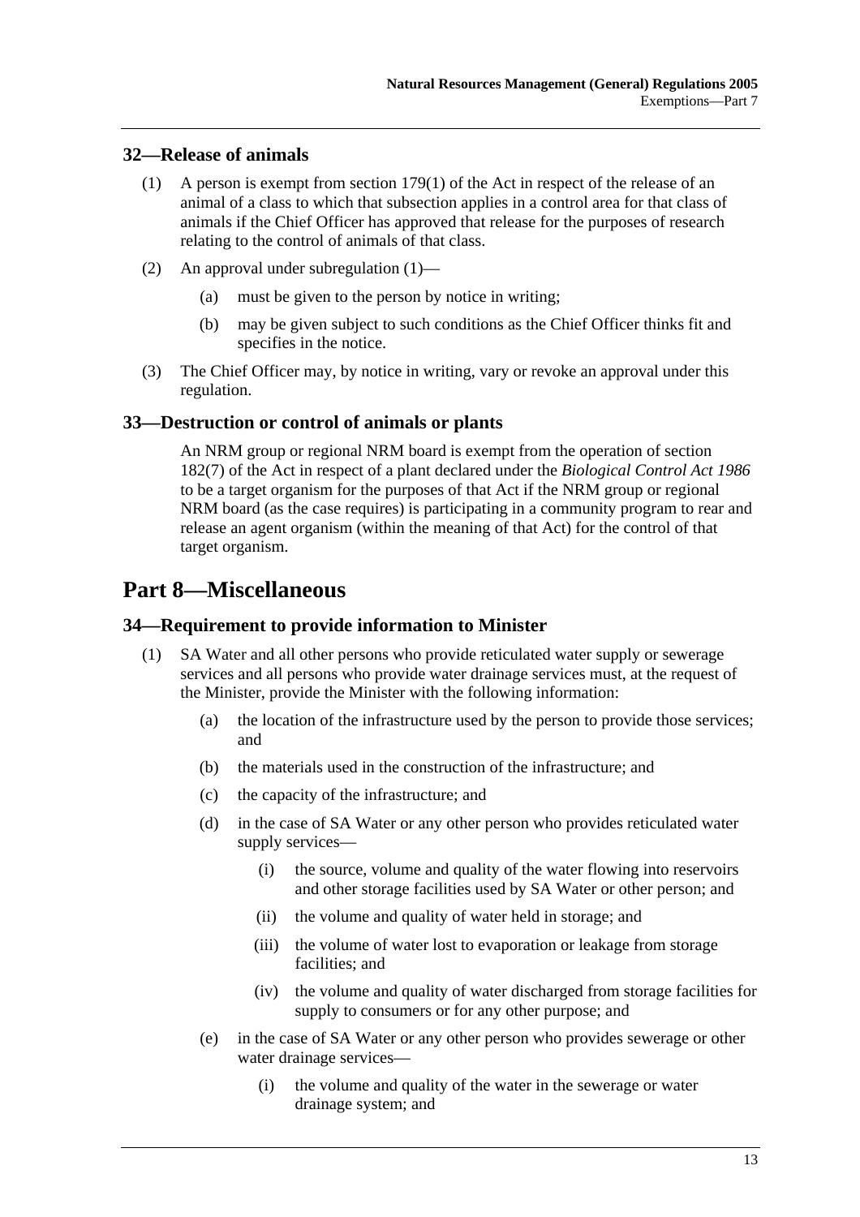### 32—Release of animals

(1) A person is exempt from section 179(1) of the Act in respect of the release of an animal of a class to which that subsection applies in a control area for that class of animals if the Chief Officer has approved that release for the purposes of research relating to the control of animals of that class.

(2) An approval under subregulation (1)—

- (a) must be given to the person by notice in writing;
- (b) may be given subject to such conditions as the Chief Officer thinks fit and specifies in the notice.

(3) The Chief Officer may, by notice in writing, vary or revoke an approval under this regulation.

### 33—Destruction or control of animals or plants

An NRM group or regional NRM board is exempt from the operation of section 182(7) of the Act in respect of a plant declared under the *Biological Control Act 1986* to be a target organism for the purposes of that Act if the NRM group or regional NRM board (as the case requires) is participating in a community program to rear and release an agent organism (within the meaning of that Act) for the control of that target organism.

## Part 8—Miscellaneous

### 34—Requirement to provide information to Minister

(1) SA Water and all other persons who provide reticulated water supply or sewerage services and all persons who provide water drainage services must, at the request of the Minister, provide the Minister with the following information:

- (a) the location of the infrastructure used by the person to provide those services; and
- (b) the materials used in the construction of the infrastructure; and
- (c) the capacity of the infrastructure; and
- (d) in the case of SA Water or any other person who provides reticulated water supply services—
  - (i) the source, volume and quality of the water flowing into reservoirs and other storage facilities used by SA Water or other person; and
  - (ii) the volume and quality of water held in storage; and
  - (iii) the volume of water lost to evaporation or leakage from storage facilities; and
  - (iv) the volume and quality of water discharged from storage facilities for supply to consumers or for any other purpose; and
- (e) in the case of SA Water or any other person who provides sewerage or other water drainage services—
  - (i) the volume and quality of the water in the sewerage or water drainage system; and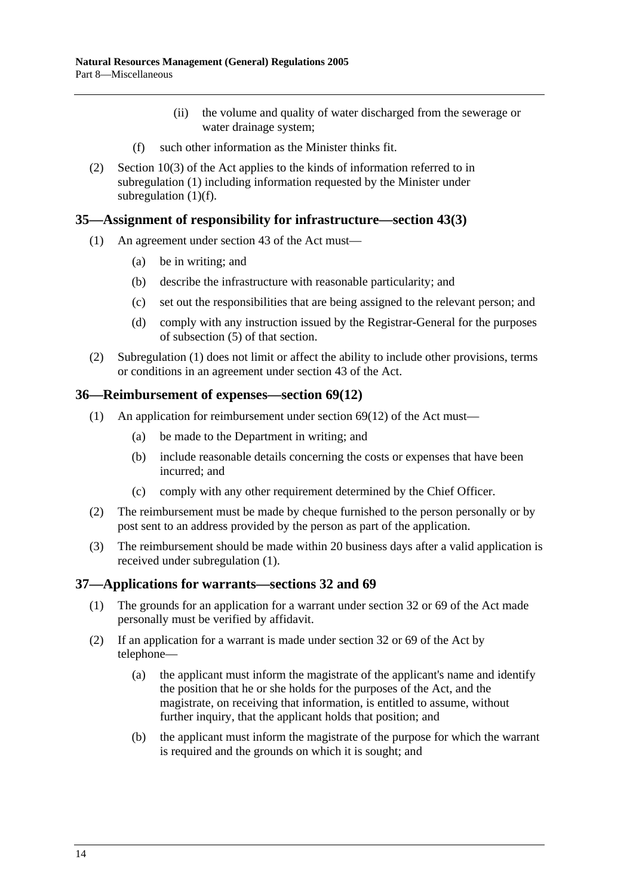(ii) the volume and quality of water discharged from the sewerage or water drainage system;

(f) such other information as the Minister thinks fit.

(2) Section 10(3) of the Act applies to the kinds of information referred to in subregulation (1) including information requested by the Minister under subregulation (1)(f).

## 35—Assignment of responsibility for infrastructure—section 43(3)

(1) An agreement under section 43 of the Act must—

(a) be in writing; and

(b) describe the infrastructure with reasonable particularity; and

(c) set out the responsibilities that are being assigned to the relevant person; and

(d) comply with any instruction issued by the Registrar-General for the purposes of subsection (5) of that section.

(2) Subregulation (1) does not limit or affect the ability to include other provisions, terms or conditions in an agreement under section 43 of the Act.

## 36—Reimbursement of expenses—section 69(12)

(1) An application for reimbursement under section 69(12) of the Act must—

(a) be made to the Department in writing; and

(b) include reasonable details concerning the costs or expenses that have been incurred; and

(c) comply with any other requirement determined by the Chief Officer.

(2) The reimbursement must be made by cheque furnished to the person personally or by post sent to an address provided by the person as part of the application.

(3) The reimbursement should be made within 20 business days after a valid application is received under subregulation (1).

## 37—Applications for warrants—sections 32 and 69

(1) The grounds for an application for a warrant under section 32 or 69 of the Act made personally must be verified by affidavit.

(2) If an application for a warrant is made under section 32 or 69 of the Act by telephone—

(a) the applicant must inform the magistrate of the applicant's name and identify the position that he or she holds for the purposes of the Act, and the magistrate, on receiving that information, is entitled to assume, without further inquiry, that the applicant holds that position; and

(b) the applicant must inform the magistrate of the purpose for which the warrant is required and the grounds on which it is sought; and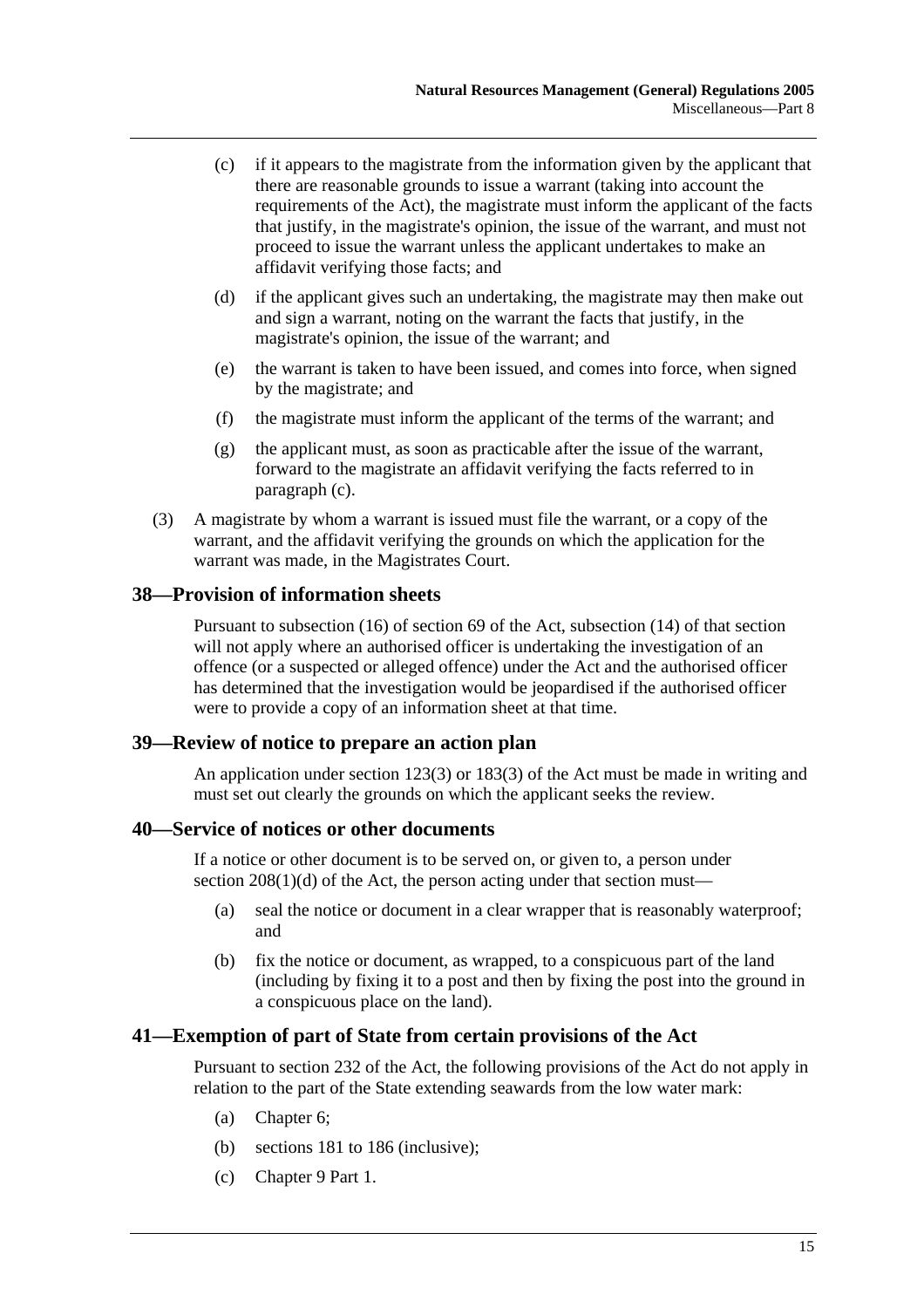(c) if it appears to the magistrate from the information given by the applicant that there are reasonable grounds to issue a warrant (taking into account the requirements of the Act), the magistrate must inform the applicant of the facts that justify, in the magistrate's opinion, the issue of the warrant, and must not proceed to issue the warrant unless the applicant undertakes to make an affidavit verifying those facts; and

(d) if the applicant gives such an undertaking, the magistrate may then make out and sign a warrant, noting on the warrant the facts that justify, in the magistrate's opinion, the issue of the warrant; and

(e) the warrant is taken to have been issued, and comes into force, when signed by the magistrate; and

(f) the magistrate must inform the applicant of the terms of the warrant; and

(g) the applicant must, as soon as practicable after the issue of the warrant, forward to the magistrate an affidavit verifying the facts referred to in paragraph (c).

(3) A magistrate by whom a warrant is issued must file the warrant, or a copy of the warrant, and the affidavit verifying the grounds on which the application for the warrant was made, in the Magistrates Court.

## 38—Provision of information sheets

Pursuant to subsection (16) of section 69 of the Act, subsection (14) of that section will not apply where an authorised officer is undertaking the investigation of an offence (or a suspected or alleged offence) under the Act and the authorised officer has determined that the investigation would be jeopardised if the authorised officer were to provide a copy of an information sheet at that time.

## 39—Review of notice to prepare an action plan

An application under section 123(3) or 183(3) of the Act must be made in writing and must set out clearly the grounds on which the applicant seeks the review.

## 40—Service of notices or other documents

If a notice or other document is to be served on, or given to, a person under section 208(1)(d) of the Act, the person acting under that section must—

(a) seal the notice or document in a clear wrapper that is reasonably waterproof; and

(b) fix the notice or document, as wrapped, to a conspicuous part of the land (including by fixing it to a post and then by fixing the post into the ground in a conspicuous place on the land).

## 41—Exemption of part of State from certain provisions of the Act

Pursuant to section 232 of the Act, the following provisions of the Act do not apply in relation to the part of the State extending seawards from the low water mark:

(a) Chapter 6;

(b) sections 181 to 186 (inclusive);

(c) Chapter 9 Part 1.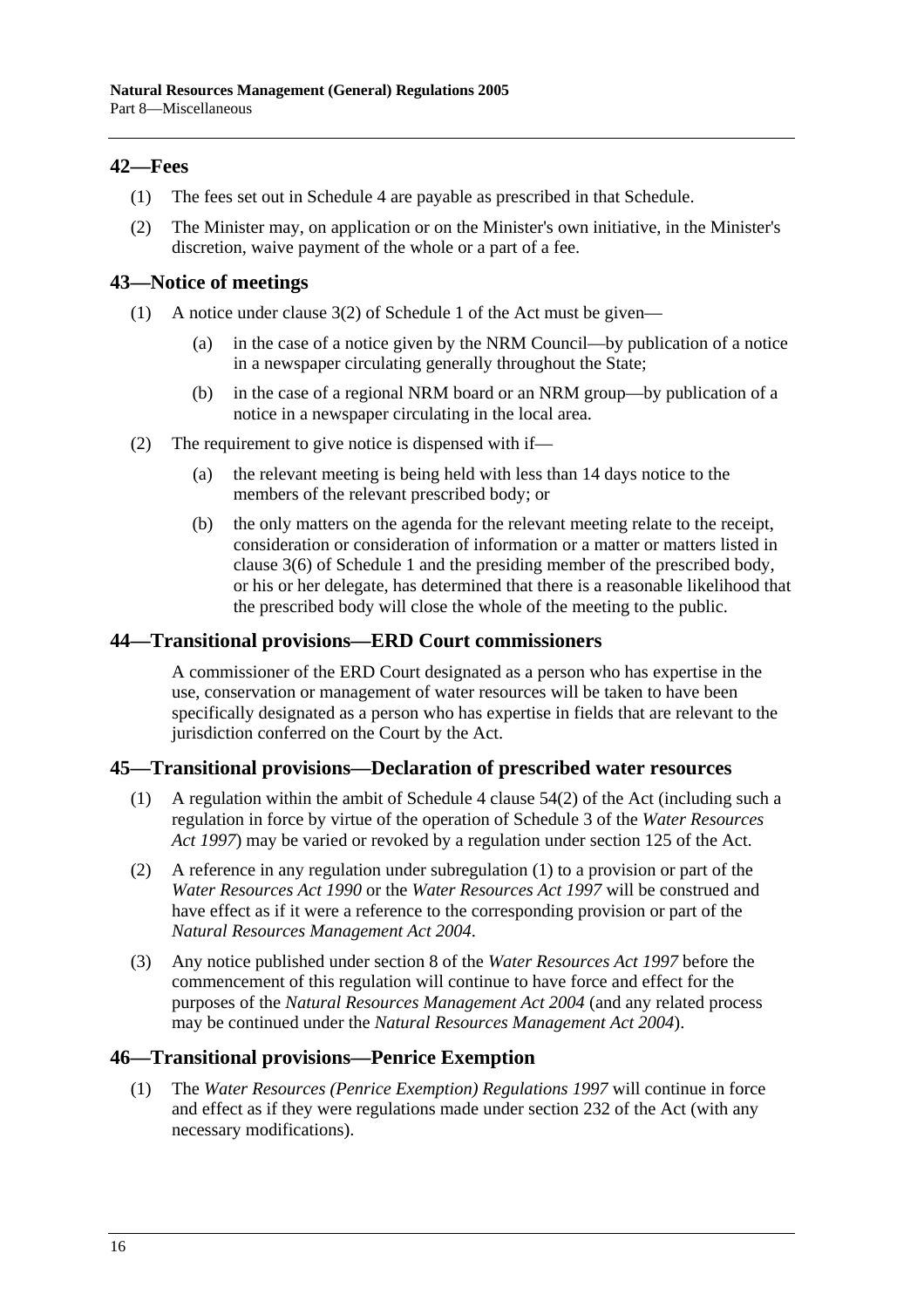## 42—Fees

(1) The fees set out in Schedule 4 are payable as prescribed in that Schedule.

(2) The Minister may, on application or on the Minister's own initiative, in the Minister's discretion, waive payment of the whole or a part of a fee.

## 43—Notice of meetings

(1) A notice under clause 3(2) of Schedule 1 of the Act must be given—

  (a) in the case of a notice given by the NRM Council—by publication of a notice in a newspaper circulating generally throughout the State;

  (b) in the case of a regional NRM board or an NRM group—by publication of a notice in a newspaper circulating in the local area.

(2) The requirement to give notice is dispensed with if—

  (a) the relevant meeting is being held with less than 14 days notice to the members of the relevant prescribed body; or

  (b) the only matters on the agenda for the relevant meeting relate to the receipt, consideration or consideration of information or a matter or matters listed in clause 3(6) of Schedule 1 and the presiding member of the prescribed body, or his or her delegate, has determined that there is a reasonable likelihood that the prescribed body will close the whole of the meeting to the public.

## 44—Transitional provisions—ERD Court commissioners

A commissioner of the ERD Court designated as a person who has expertise in the use, conservation or management of water resources will be taken to have been specifically designated as a person who has expertise in fields that are relevant to the jurisdiction conferred on the Court by the Act.

## 45—Transitional provisions—Declaration of prescribed water resources

(1) A regulation within the ambit of Schedule 4 clause 54(2) of the Act (including such a regulation in force by virtue of the operation of Schedule 3 of the *Water Resources Act 1997*) may be varied or revoked by a regulation under section 125 of the Act.

(2) A reference in any regulation under subregulation (1) to a provision or part of the *Water Resources Act 1990* or the *Water Resources Act 1997* will be construed and have effect as if it were a reference to the corresponding provision or part of the *Natural Resources Management Act 2004*.

(3) Any notice published under section 8 of the *Water Resources Act 1997* before the commencement of this regulation will continue to have force and effect for the purposes of the *Natural Resources Management Act 2004* (and any related process may be continued under the *Natural Resources Management Act 2004*).

## 46—Transitional provisions—Penrice Exemption

(1) The *Water Resources (Penrice Exemption) Regulations 1997* will continue in force and effect as if they were regulations made under section 232 of the Act (with any necessary modifications).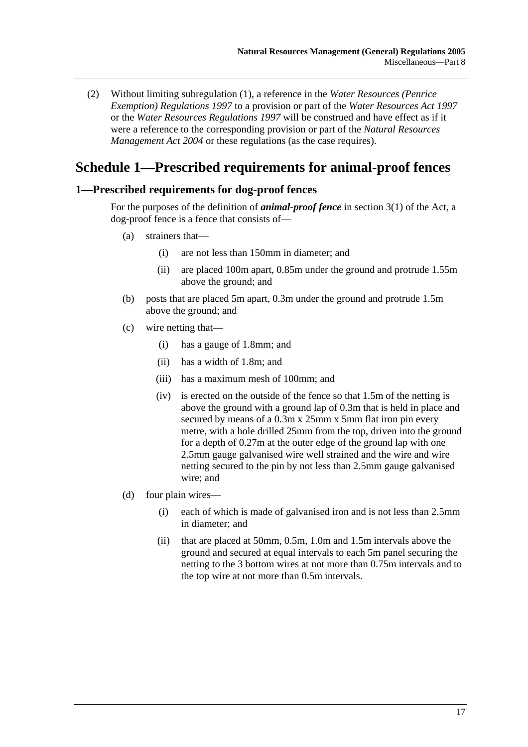(2) Without limiting subregulation (1), a reference in the *Water Resources (Penrice Exemption) Regulations 1997* to a provision or part of the *Water Resources Act 1997* or the *Water Resources Regulations 1997* will be construed and have effect as if it were a reference to the corresponding provision or part of the *Natural Resources Management Act 2004* or these regulations (as the case requires).

# Schedule 1—Prescribed requirements for animal-proof fences

## 1—Prescribed requirements for dog-proof fences

For the purposes of the definition of ***animal-proof fence*** in section 3(1) of the Act, a dog-proof fence is a fence that consists of—

(a) strainers that—

(i) are not less than 150mm in diameter; and

(ii) are placed 100m apart, 0.85m under the ground and protrude 1.55m above the ground; and

(b) posts that are placed 5m apart, 0.3m under the ground and protrude 1.5m above the ground; and

(c) wire netting that—

(i) has a gauge of 1.8mm; and

(ii) has a width of 1.8m; and

(iii) has a maximum mesh of 100mm; and

(iv) is erected on the outside of the fence so that 1.5m of the netting is above the ground with a ground lap of 0.3m that is held in place and secured by means of a 0.3m x 25mm x 5mm flat iron pin every metre, with a hole drilled 25mm from the top, driven into the ground for a depth of 0.27m at the outer edge of the ground lap with one 2.5mm gauge galvanised wire well strained and the wire and wire netting secured to the pin by not less than 2.5mm gauge galvanised wire; and

(d) four plain wires—

(i) each of which is made of galvanised iron and is not less than 2.5mm in diameter; and

(ii) that are placed at 50mm, 0.5m, 1.0m and 1.5m intervals above the ground and secured at equal intervals to each 5m panel securing the netting to the 3 bottom wires at not more than 0.75m intervals and to the top wire at not more than 0.5m intervals.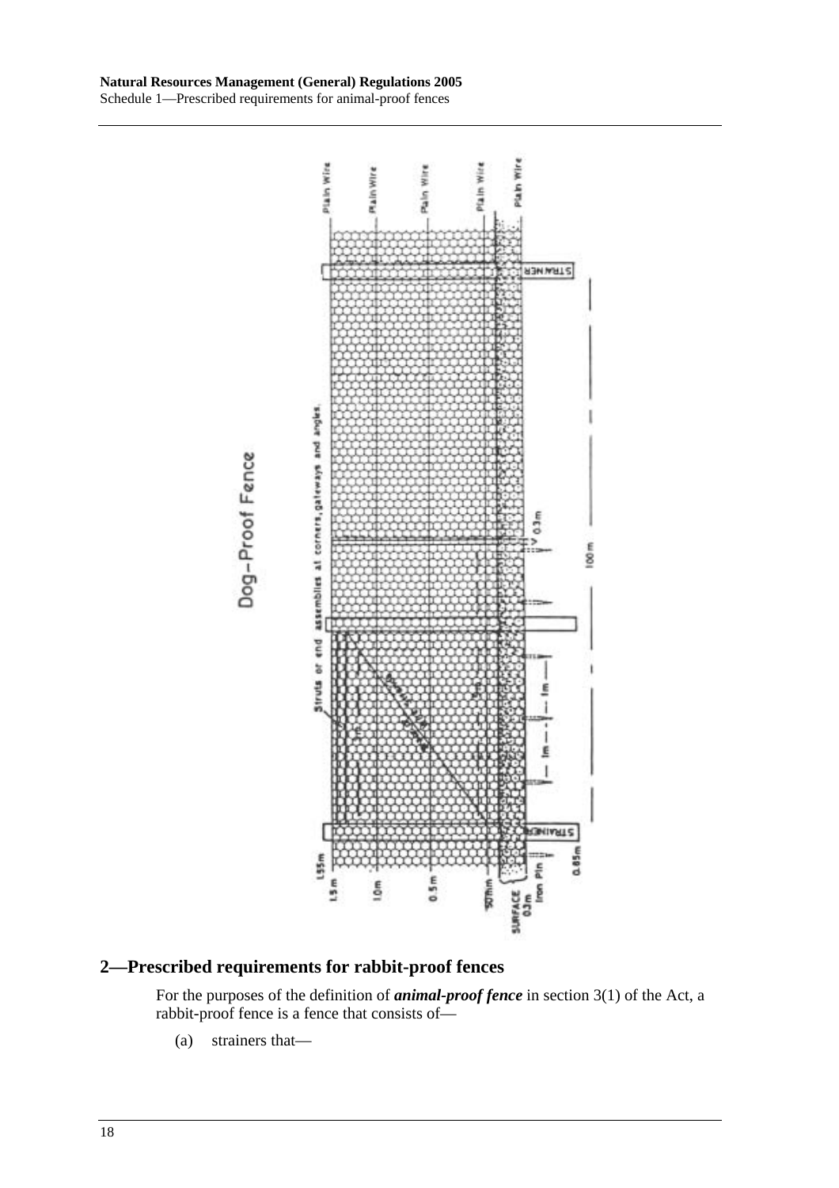## 2—Prescribed requirements for rabbit-proof fences

For the purposes of the definition of ***animal-proof fence*** in section 3(1) of the Act, a rabbit-proof fence is a fence that consists of—

(a) strainers that—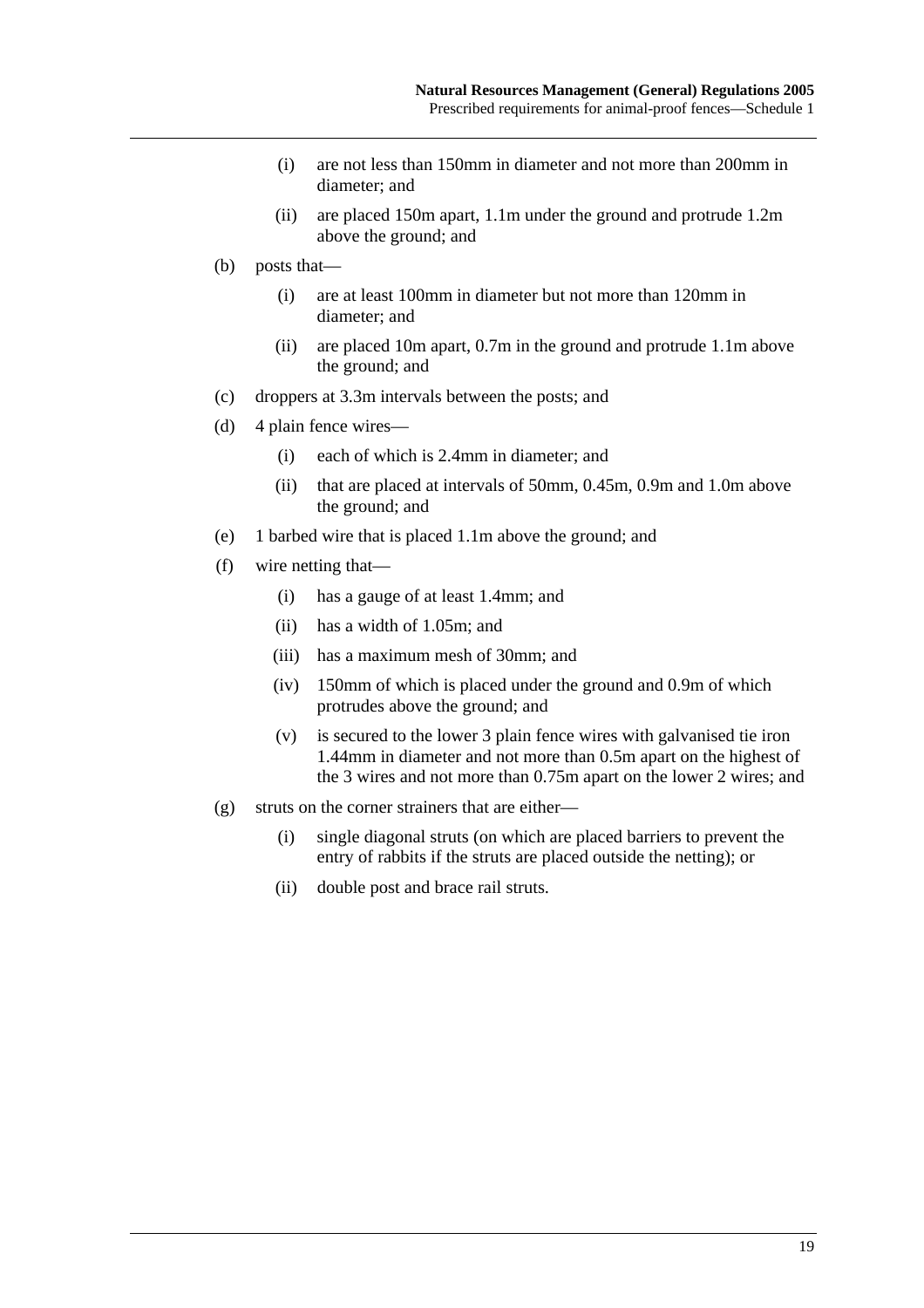(i) are not less than 150mm in diameter and not more than 200mm in diameter; and

(ii) are placed 150m apart, 1.1m under the ground and protrude 1.2m above the ground; and

(b) posts that—

(i) are at least 100mm in diameter but not more than 120mm in diameter; and

(ii) are placed 10m apart, 0.7m in the ground and protrude 1.1m above the ground; and

(c) droppers at 3.3m intervals between the posts; and

(d) 4 plain fence wires—

(i) each of which is 2.4mm in diameter; and

(ii) that are placed at intervals of 50mm, 0.45m, 0.9m and 1.0m above the ground; and

(e) 1 barbed wire that is placed 1.1m above the ground; and

(f) wire netting that—

(i) has a gauge of at least 1.4mm; and

(ii) has a width of 1.05m; and

(iii) has a maximum mesh of 30mm; and

(iv) 150mm of which is placed under the ground and 0.9m of which protrudes above the ground; and

(v) is secured to the lower 3 plain fence wires with galvanised tie iron 1.44mm in diameter and not more than 0.5m apart on the highest of the 3 wires and not more than 0.75m apart on the lower 2 wires; and

(g) struts on the corner strainers that are either—

(i) single diagonal struts (on which are placed barriers to prevent the entry of rabbits if the struts are placed outside the netting); or

(ii) double post and brace rail struts.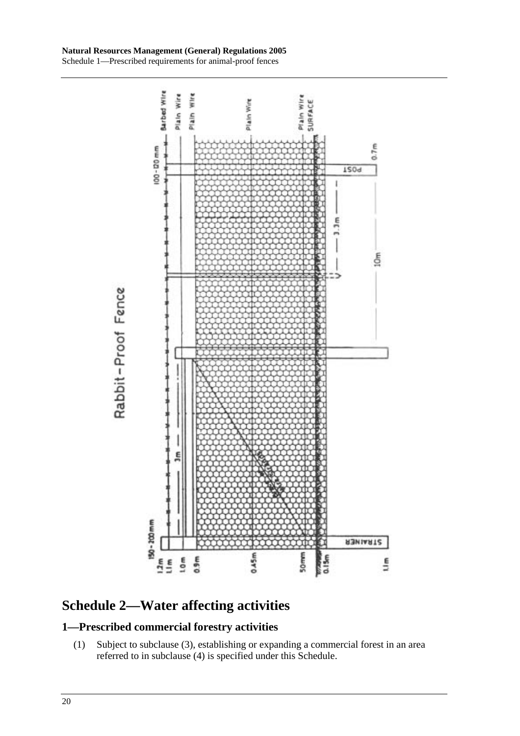## Schedule 2—Water affecting activities

### 1—Prescribed commercial forestry activities

(1) Subject to subclause (3), establishing or expanding a commercial forest in an area referred to in subclause (4) is specified under this Schedule.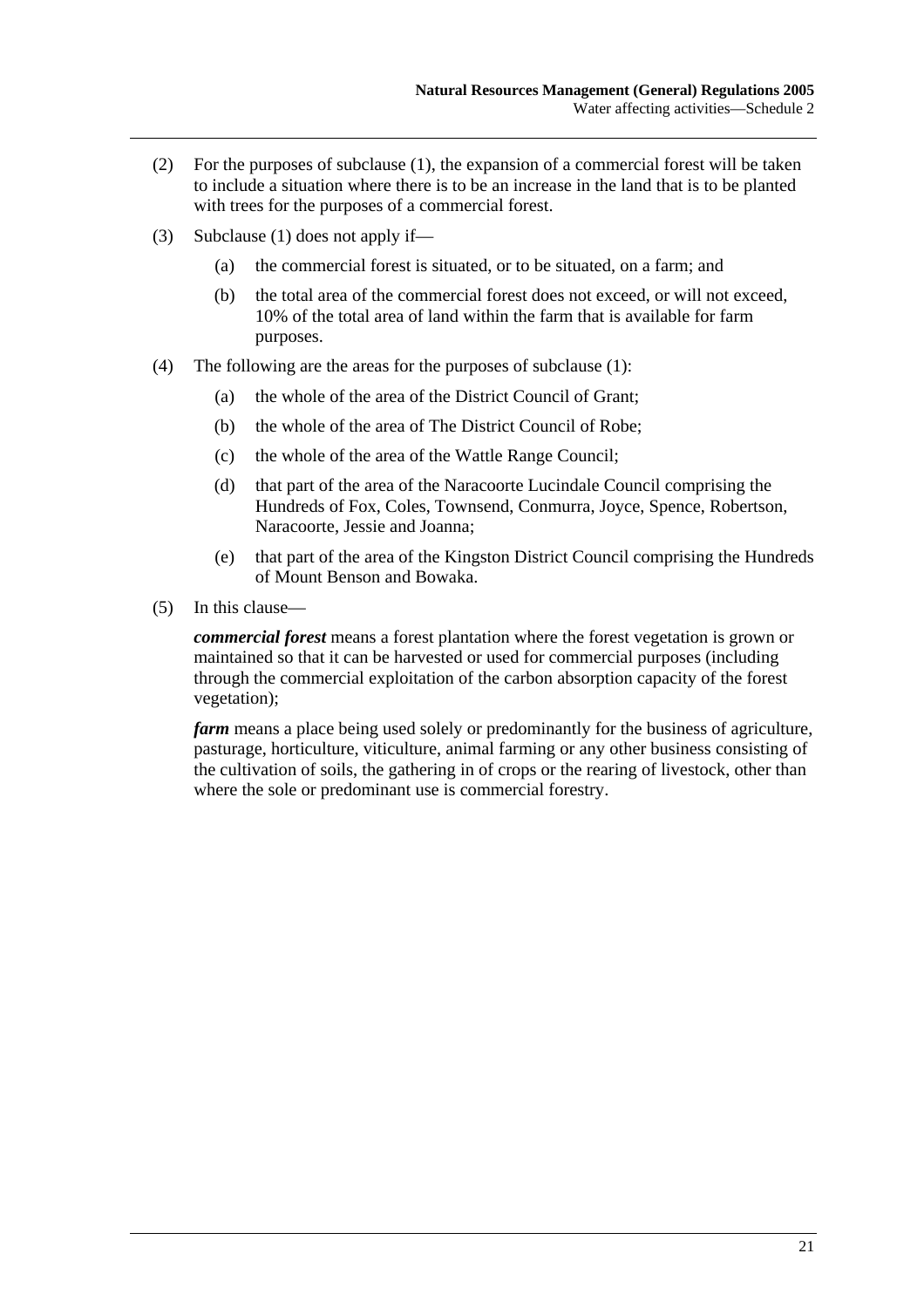(2) For the purposes of subclause (1), the expansion of a commercial forest will be taken to include a situation where there is to be an increase in the land that is to be planted with trees for the purposes of a commercial forest.

(3) Subclause (1) does not apply if—

  (a) the commercial forest is situated, or to be situated, on a farm; and

  (b) the total area of the commercial forest does not exceed, or will not exceed, 10% of the total area of land within the farm that is available for farm purposes.

(4) The following are the areas for the purposes of subclause (1):

  (a) the whole of the area of the District Council of Grant;

  (b) the whole of the area of The District Council of Robe;

  (c) the whole of the area of the Wattle Range Council;

  (d) that part of the area of the Naracoorte Lucindale Council comprising the Hundreds of Fox, Coles, Townsend, Conmurra, Joyce, Spence, Robertson, Naracoorte, Jessie and Joanna;

  (e) that part of the area of the Kingston District Council comprising the Hundreds of Mount Benson and Bowaka.

(5) In this clause—

***commercial forest*** means a forest plantation where the forest vegetation is grown or maintained so that it can be harvested or used for commercial purposes (including through the commercial exploitation of the carbon absorption capacity of the forest vegetation);

***farm*** means a place being used solely or predominantly for the business of agriculture, pasturage, horticulture, viticulture, animal farming or any other business consisting of the cultivation of soils, the gathering in of crops or the rearing of livestock, other than where the sole or predominant use is commercial forestry.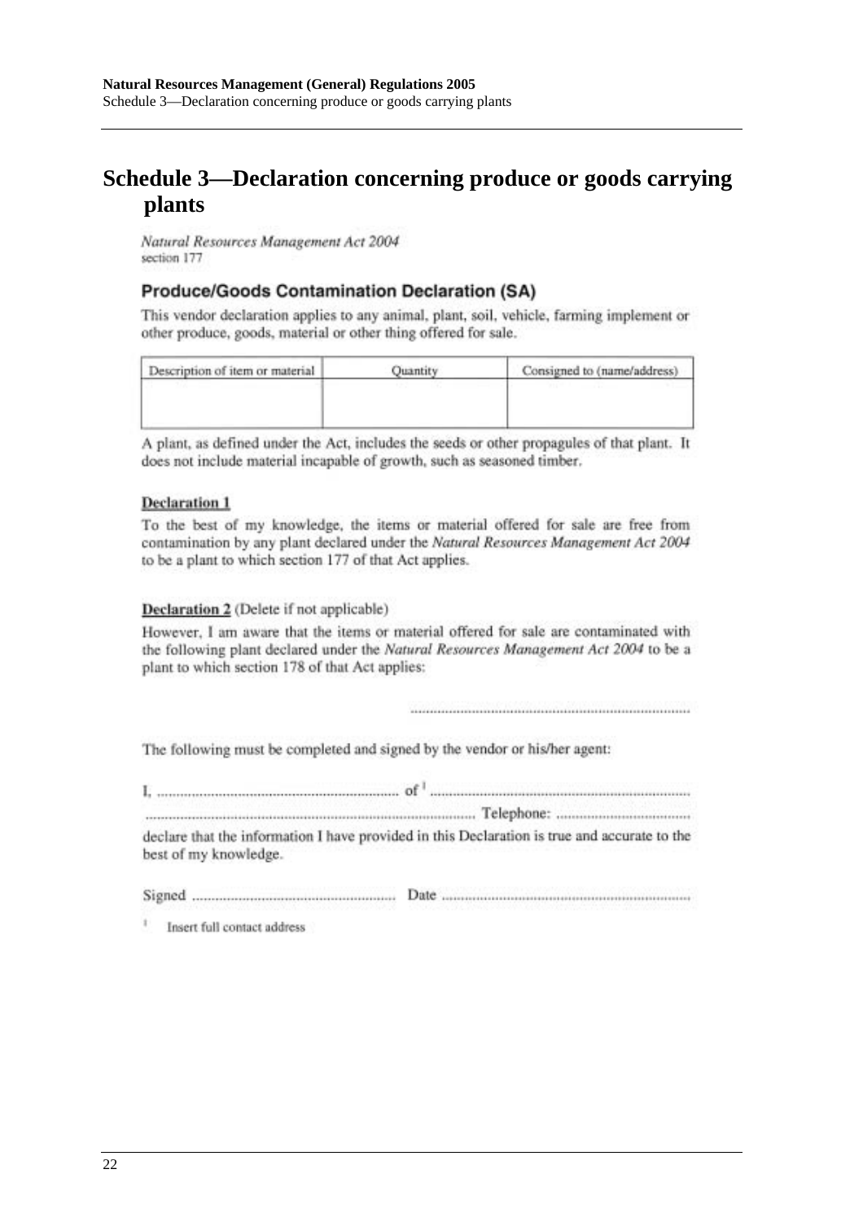# Schedule 3—Declaration concerning produce or goods carrying plants

*Natural Resources Management Act 2004*
section 177

## Produce/Goods Contamination Declaration (SA)

This vendor declaration applies to any animal, plant, soil, vehicle, farming implement or other produce, goods, material or other thing offered for sale.

| Description of item or material | Quantity | Consigned to (name/address) |
|---|---|---|
| | | |

A plant, as defined under the Act, includes the seeds or other propagules of that plant. It does not include material incapable of growth, such as seasoned timber.

**Declaration 1**

To the best of my knowledge, the items or material offered for sale are free from contamination by any plant declared under the *Natural Resources Management Act 2004* to be a plant to which section 177 of that Act applies.

**Declaration 2** (Delete if not applicable)

However, I am aware that the items or material offered for sale are contaminated with the following plant declared under the *Natural Resources Management Act 2004* to be a plant to which section 178 of that Act applies:

..........................................................................

The following must be completed and signed by the vendor or his/her agent:

I, .............................................................. of [1] ....................................................................
...................................................................................... Telephone: ..................................
declare that the information I have provided in this Declaration is true and accurate to the best of my knowledge.

Signed ..................................................... Date ..................................................................

[1] Insert full contact address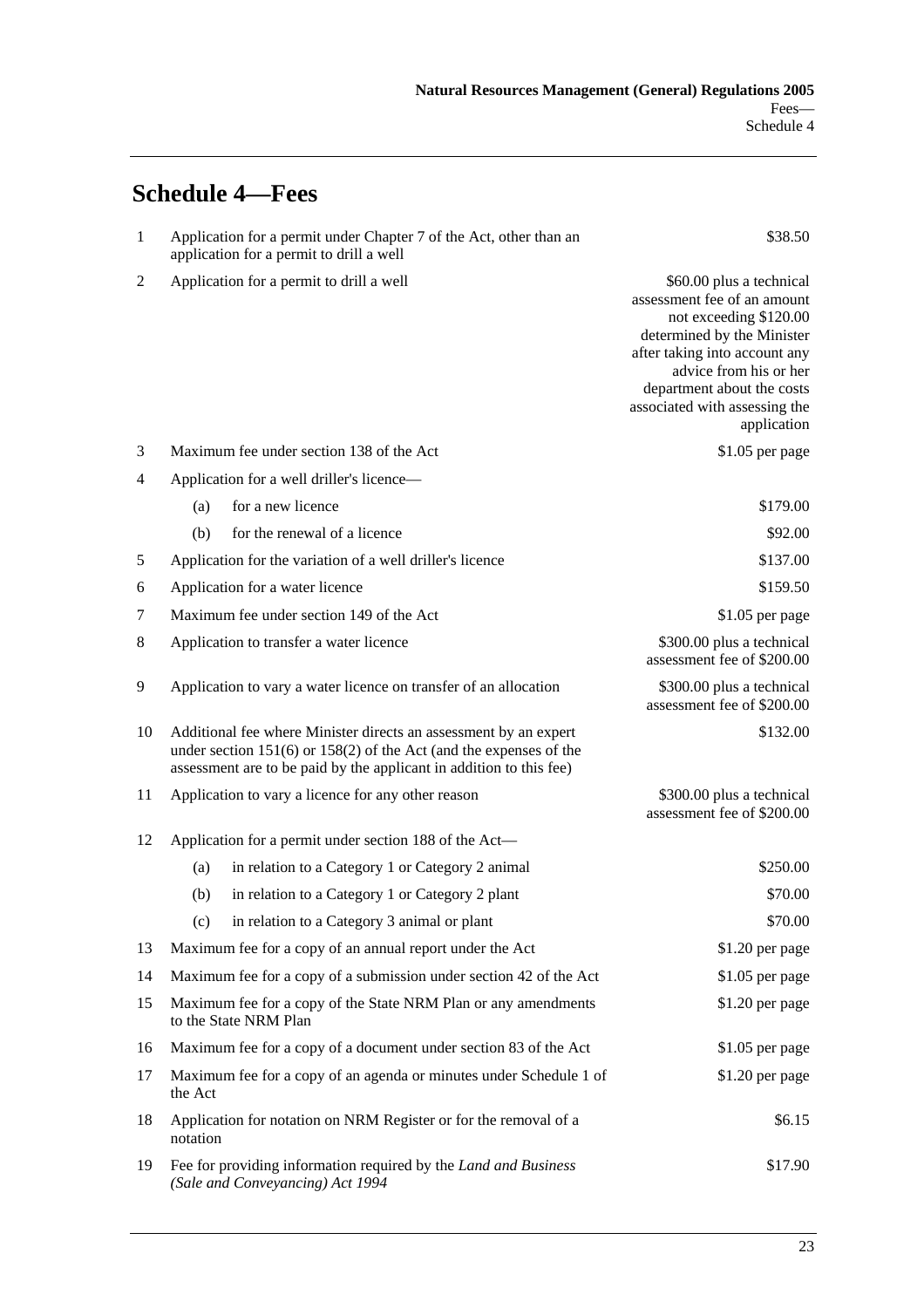## Schedule 4—Fees

| | | |
|---|---|---|
| 1 | Application for a permit under Chapter 7 of the Act, other than an application for a permit to drill a well | $38.50 |
| 2 | Application for a permit to drill a well | $60.00 plus a technical assessment fee of an amount not exceeding $120.00 determined by the Minister after taking into account any advice from his or her department about the costs associated with assessing the application |
| 3 | Maximum fee under section 138 of the Act | $1.05 per page |
| 4 | Application for a well driller's licence— | |
| | (a) for a new licence | $179.00 |
| | (b) for the renewal of a licence | $92.00 |
| 5 | Application for the variation of a well driller's licence | $137.00 |
| 6 | Application for a water licence | $159.50 |
| 7 | Maximum fee under section 149 of the Act | $1.05 per page |
| 8 | Application to transfer a water licence | $300.00 plus a technical assessment fee of $200.00 |
| 9 | Application to vary a water licence on transfer of an allocation | $300.00 plus a technical assessment fee of $200.00 |
| 10 | Additional fee where Minister directs an assessment by an expert under section 151(6) or 158(2) of the Act (and the expenses of the assessment are to be paid by the applicant in addition to this fee) | $132.00 |
| 11 | Application to vary a licence for any other reason | $300.00 plus a technical assessment fee of $200.00 |
| 12 | Application for a permit under section 188 of the Act— | |
| | (a) in relation to a Category 1 or Category 2 animal | $250.00 |
| | (b) in relation to a Category 1 or Category 2 plant | $70.00 |
| | (c) in relation to a Category 3 animal or plant | $70.00 |
| 13 | Maximum fee for a copy of an annual report under the Act | $1.20 per page |
| 14 | Maximum fee for a copy of a submission under section 42 of the Act | $1.05 per page |
| 15 | Maximum fee for a copy of the State NRM Plan or any amendments to the State NRM Plan | $1.20 per page |
| 16 | Maximum fee for a copy of a document under section 83 of the Act | $1.05 per page |
| 17 | Maximum fee for a copy of an agenda or minutes under Schedule 1 of the Act | $1.20 per page |
| 18 | Application for notation on NRM Register or for the removal of a notation | $6.15 |
| 19 | Fee for providing information required by the *Land and Business (Sale and Conveyancing) Act 1994* | $17.90 |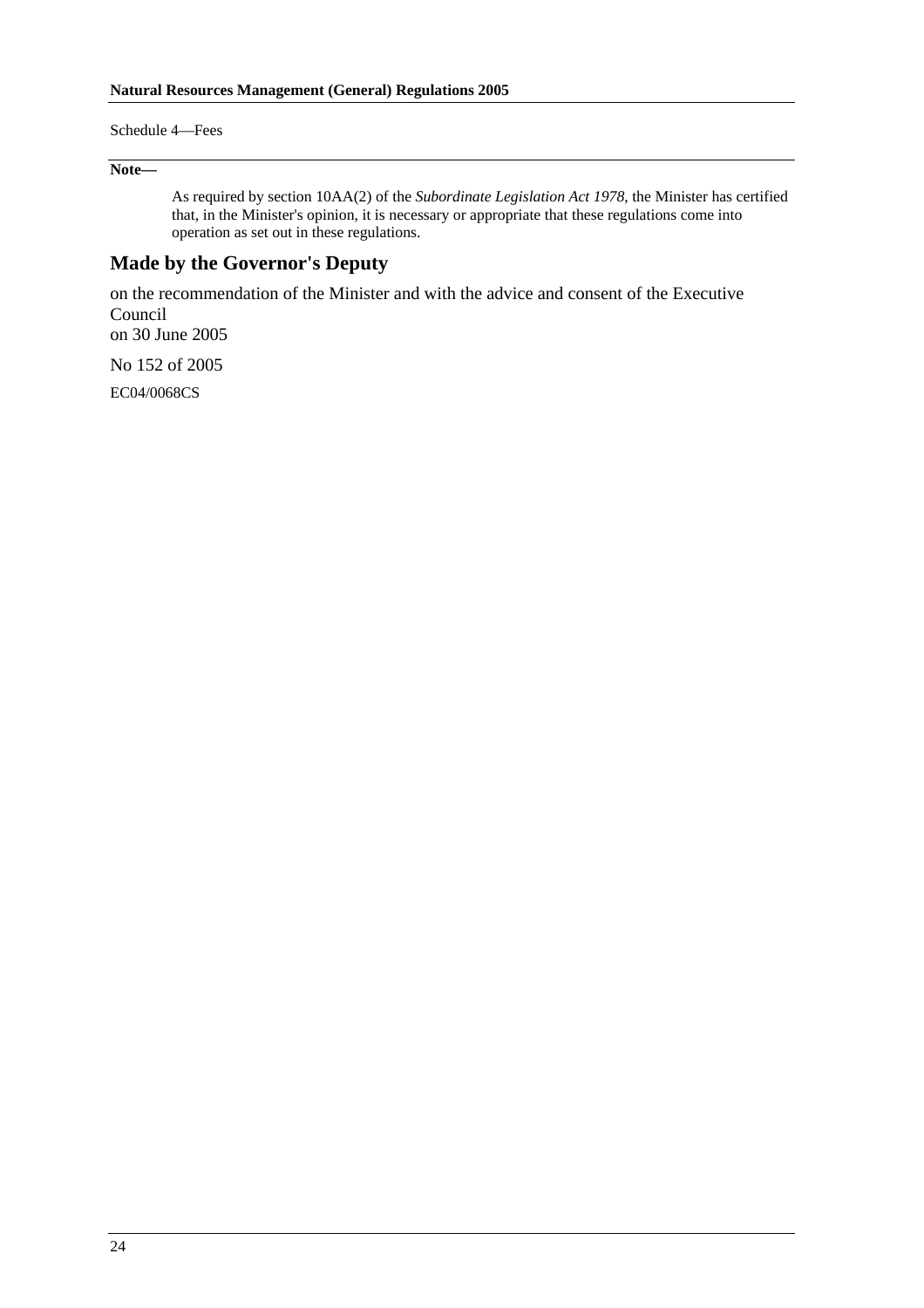**Note—**

As required by section 10AA(2) of the *Subordinate Legislation Act 1978*, the Minister has certified that, in the Minister's opinion, it is necessary or appropriate that these regulations come into operation as set out in these regulations.

## Made by the Governor's Deputy

on the recommendation of the Minister and with the advice and consent of the Executive Council
on 30 June 2005

No 152 of 2005

EC04/0068CS